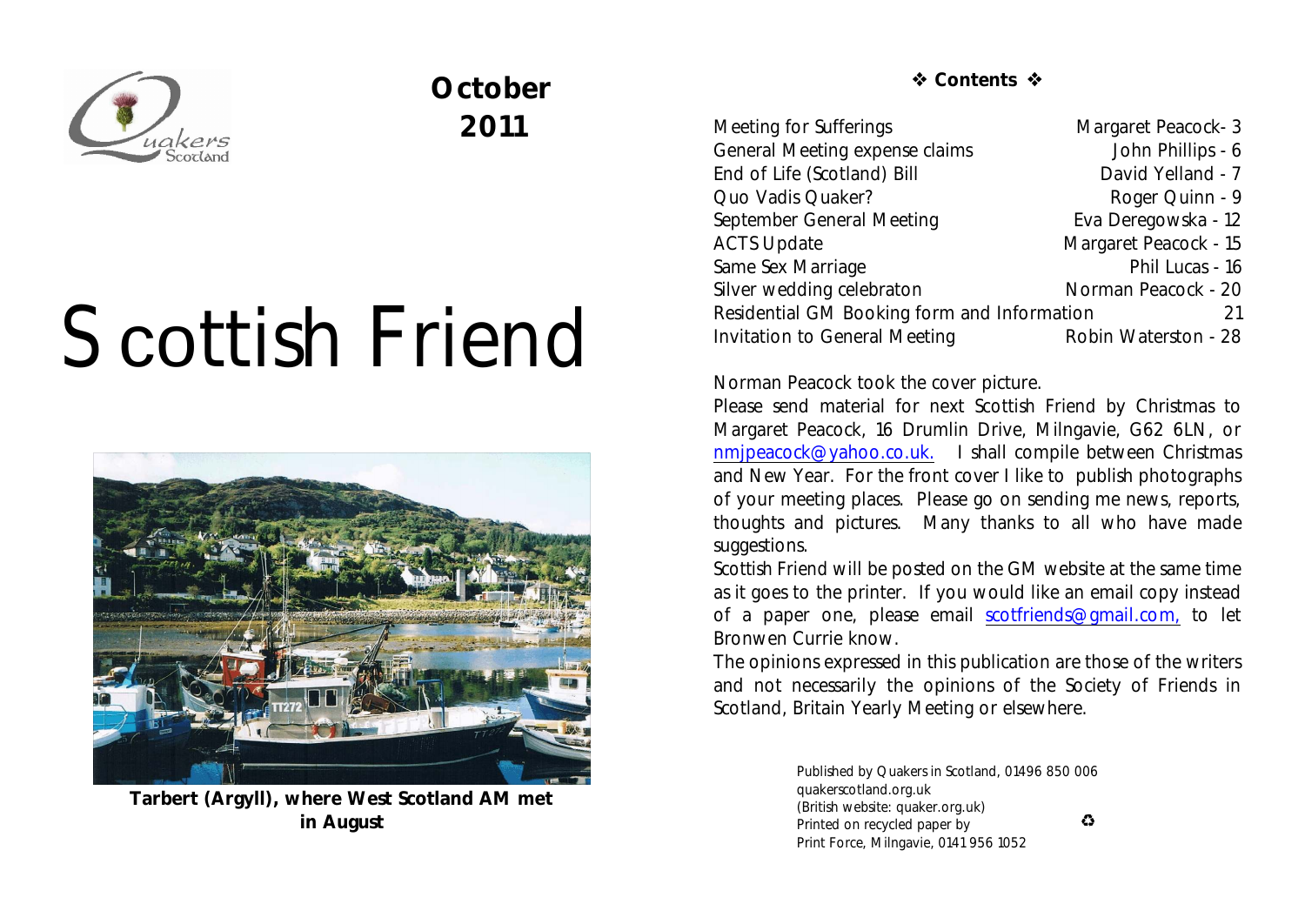October 2011

# Scottish Friend

Tarbert (Argyll), where West Scotland AM met in August

## ❖ Contents ❖

| | |
|---|---|
| Meeting for Sufferings | Margaret Peacock- 3 |
| General Meeting expense claims | John Phillips - 6 |
| End of Life (Scotland) Bill | David Yelland - 7 |
| Quo Vadis Quaker? | Roger Quinn - 9 |
| September General Meeting | Eva Deregowska - 12 |
| ACTS Update | Margaret Peacock - 15 |
| Same Sex Marriage | Phil Lucas - 16 |
| Silver wedding celebraton | Norman Peacock - 20 |
| Residential GM Booking form and Information | 21 |
| Invitation to General Meeting | Robin Waterston - 28 |

Norman Peacock took the cover picture.

Please send material for next Scottish Friend by Christmas to Margaret Peacock, 16 Drumlin Drive, Milngavie, G62 6LN, or nmjpeacock@yahoo.co.uk. I shall compile between Christmas and New Year. For the front cover I like to publish photographs of your meeting places. Please go on sending me news, reports, thoughts and pictures. Many thanks to all who have made suggestions.

Scottish Friend will be posted on the GM website at the same time as it goes to the printer. If you would like an email copy instead of a paper one, please email scotfriends@gmail.com, to let Bronwen Currie know.

The opinions expressed in this publication are those of the writers and not necessarily the opinions of the Society of Friends in Scotland, Britain Yearly Meeting or elsewhere.

Published by Quakers in Scotland, 01496 850 006
quakerscotland.org.uk
(British website: quaker.org.uk)
Printed on recycled paper by ♻
Print Force, Milngavie, 0141 956 1052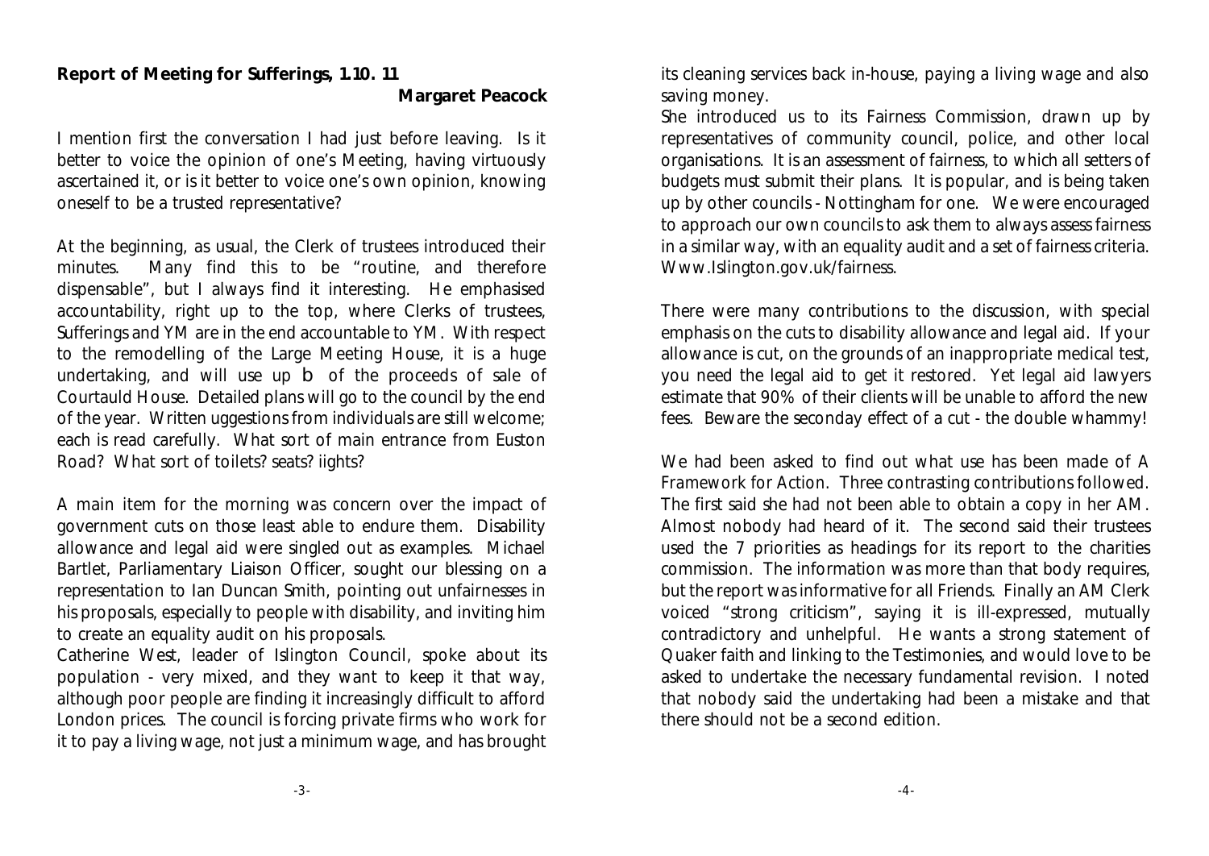**Report of Meeting for Sufferings, 1.10. 11**

**Margaret Peacock**

I mention first the conversation I had just before leaving. Is it better to voice the opinion of one's Meeting, having virtuously ascertained it, or is it better to voice one's own opinion, knowing oneself to be a trusted representative?

At the beginning, as usual, the Clerk of trustees introduced their minutes. Many find this to be "routine, and therefore dispensable", but I always find it interesting. He emphasised accountability, right up to the top, where Clerks of trustees, Sufferings and YM are in the end accountable to YM. With respect to the remodelling of the Large Meeting House, it is a huge undertaking, and will use up b of the proceeds of sale of Courtauld House. Detailed plans will go to the council by the end of the year. Written uggestions from individuals are still welcome; each is read carefully. What sort of main entrance from Euston Road? What sort of toilets? seats? iights?

A main item for the morning was concern over the impact of government cuts on those least able to endure them. Disability allowance and legal aid were singled out as examples. Michael Bartlet, Parliamentary Liaison Officer, sought our blessing on a representation to Ian Duncan Smith, pointing out unfairnesses in his proposals, especially to people with disability, and inviting him to create an equality audit on his proposals.

Catherine West, leader of Islington Council, spoke about its population - very mixed, and they want to keep it that way, although poor people are finding it increasingly difficult to afford London prices. The council is forcing private firms who work for it to pay a living wage, not just a minimum wage, and has brought its cleaning services back in-house, paying a living wage and also saving money.

She introduced us to its Fairness Commission, drawn up by representatives of community council, police, and other local organisations. It is an assessment of fairness, to which all setters of budgets must submit their plans. It is popular, and is being taken up by other councils - Nottingham for one. We were encouraged to approach our own councils to ask them to always assess fairness in a similar way, with an equality audit and a set of fairness criteria. Www.Islington.gov.uk/fairness.

There were many contributions to the discussion, with special emphasis on the cuts to disability allowance and legal aid. If your allowance is cut, on the grounds of an inappropriate medical test, you need the legal aid to get it restored. Yet legal aid lawyers estimate that 90% of their clients will be unable to afford the new fees. Beware the seconday effect of a cut - the double whammy!

We had been asked to find out what use has been made of A Framework for Action. Three contrasting contributions followed. The first said she had not been able to obtain a copy in her AM. Almost nobody had heard of it. The second said their trustees used the 7 priorities as headings for its report to the charities commission. The information was more than that body requires, but the report was informative for all Friends. Finally an AM Clerk voiced "strong criticism", saying it is ill-expressed, mutually contradictory and unhelpful. He wants a strong statement of Quaker faith and linking to the Testimonies, and would love to be asked to undertake the necessary fundamental revision. I noted that nobody said the undertaking had been a mistake and that there should not be a second edition.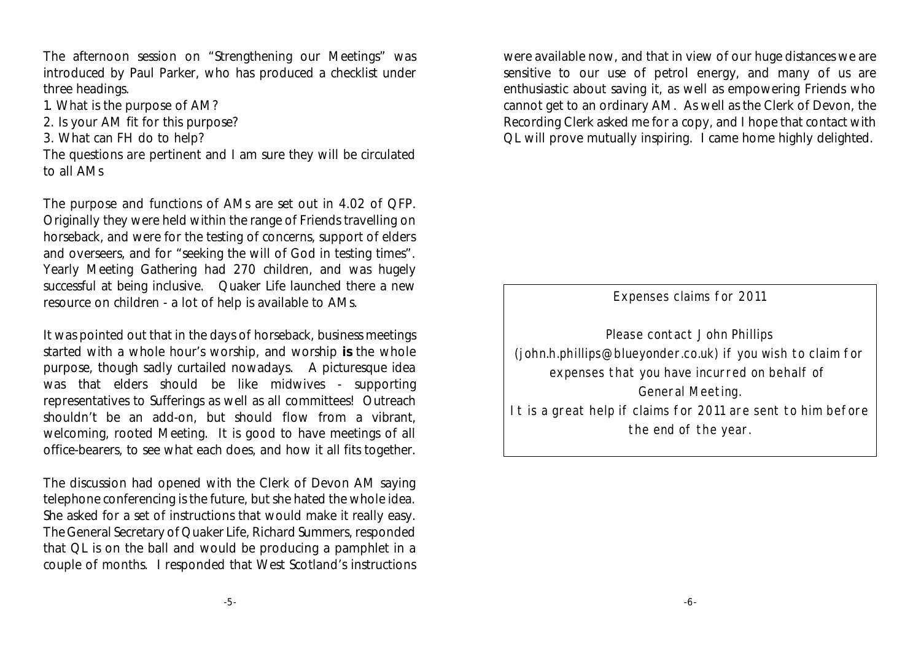The afternoon session on "Strengthening our Meetings" was introduced by Paul Parker, who has produced a checklist under three headings.

1. What is the purpose of AM?
2. Is your AM fit for this purpose?
3. What can FH do to help?

The questions are pertinent and I am sure they will be circulated to all AMs

The purpose and functions of AMs are set out in 4.02 of QFP. Originally they were held within the range of Friends travelling on horseback, and were for the testing of concerns, support of elders and overseers, and for "seeking the will of God in testing times". Yearly Meeting Gathering had 270 children, and was hugely successful at being inclusive. Quaker Life launched there a new resource on children - a lot of help is available to AMs.

It was pointed out that in the days of horseback, business meetings started with a whole hour's worship, and worship **is** the whole purpose, though sadly curtailed nowadays. A picturesque idea was that elders should be like midwives - supporting representatives to Sufferings as well as all committees! Outreach shouldn't be an add-on, but should flow from a vibrant, welcoming, rooted Meeting. It is good to have meetings of all office-bearers, to see what each does, and how it all fits together.

The discussion had opened with the Clerk of Devon AM saying telephone conferencing is the future, but she hated the whole idea. She asked for a set of instructions that would make it really easy. The General Secretary of Quaker Life, Richard Summers, responded that QL is on the ball and would be producing a pamphlet in a couple of months. I responded that West Scotland's instructions were available now, and that in view of our huge distances we are sensitive to our use of petrol energy, and many of us are enthusiastic about saving it, as well as empowering Friends who cannot get to an ordinary AM. As well as the Clerk of Devon, the Recording Clerk asked me for a copy, and I hope that contact with QL will prove mutually inspiring. I came home highly delighted.

---

Expenses claims for 2011

Please contact John Phillips (john.h.phillips@blueyonder.co.uk) if you wish to claim for expenses that you have incurred on behalf of General Meeting.

It is a great help if claims for 2011 are sent to him before the end of the year.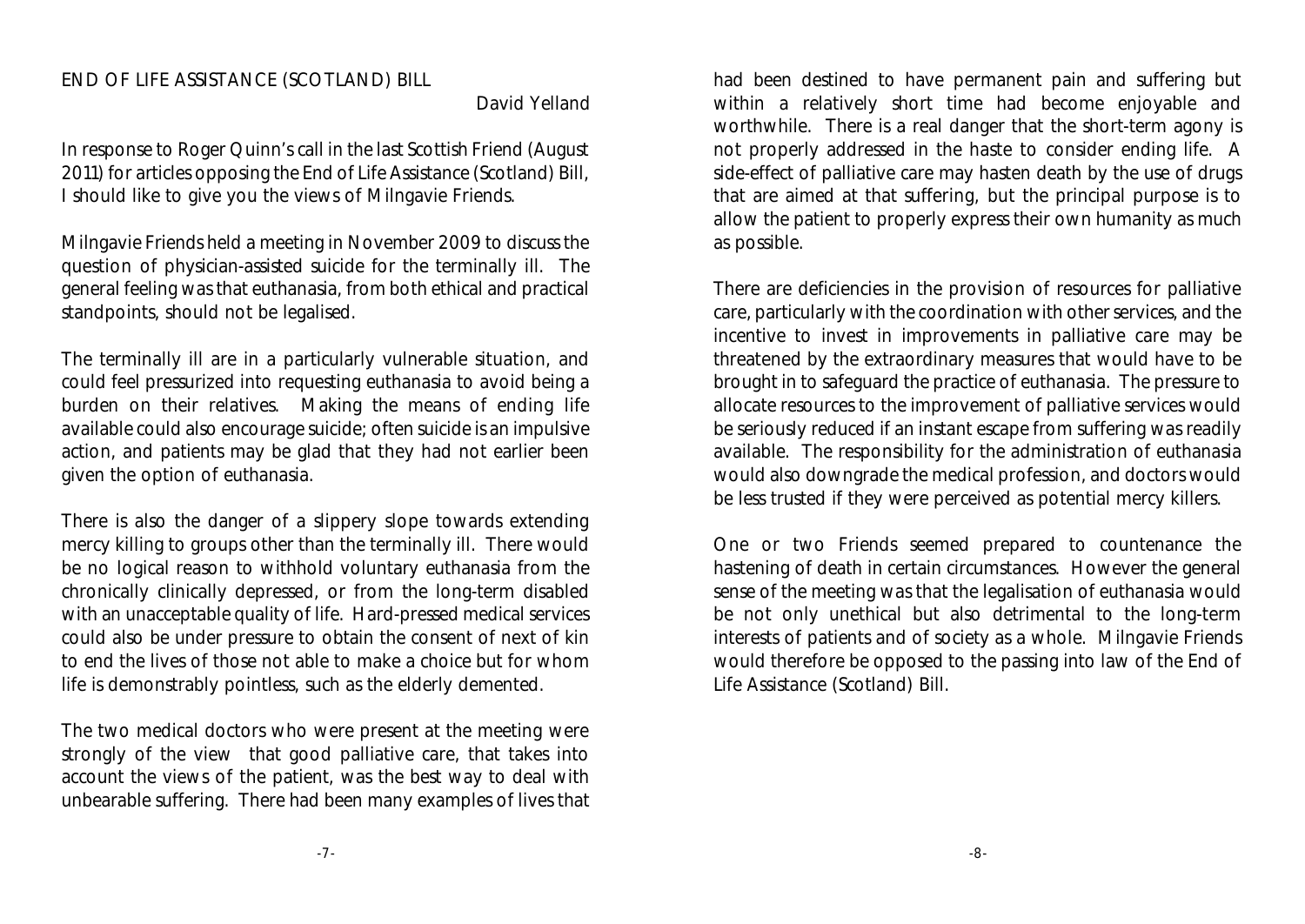## END OF LIFE ASSISTANCE (SCOTLAND) BILL

David Yelland

In response to Roger Quinn's call in the last Scottish Friend (August 2011) for articles opposing the End of Life Assistance (Scotland) Bill, I should like to give you the views of Milngavie Friends.

Milngavie Friends held a meeting in November 2009 to discuss the question of physician-assisted suicide for the terminally ill. The general feeling was that euthanasia, from both ethical and practical standpoints, should not be legalised.

The terminally ill are in a particularly vulnerable situation, and could feel pressurized into requesting euthanasia to avoid being a burden on their relatives. Making the means of ending life available could also encourage suicide; often suicide is an impulsive action, and patients may be glad that they had not earlier been given the option of euthanasia.

There is also the danger of a slippery slope towards extending mercy killing to groups other than the terminally ill. There would be no logical reason to withhold voluntary euthanasia from the chronically clinically depressed, or from the long-term disabled with an unacceptable quality of life. Hard-pressed medical services could also be under pressure to obtain the consent of next of kin to end the lives of those not able to make a choice but for whom life is demonstrably pointless, such as the elderly demented.

The two medical doctors who were present at the meeting were strongly of the view that good palliative care, that takes into account the views of the patient, was the best way to deal with unbearable suffering. There had been many examples of lives that had been destined to have permanent pain and suffering but within a relatively short time had become enjoyable and worthwhile. There is a real danger that the short-term agony is not properly addressed in the haste to consider ending life. A side-effect of palliative care may hasten death by the use of drugs that are aimed at that suffering, but the principal purpose is to allow the patient to properly express their own humanity as much as possible.

There are deficiencies in the provision of resources for palliative care, particularly with the coordination with other services, and the incentive to invest in improvements in palliative care may be threatened by the extraordinary measures that would have to be brought in to safeguard the practice of euthanasia. The pressure to allocate resources to the improvement of palliative services would be seriously reduced if an instant escape from suffering was readily available. The responsibility for the administration of euthanasia would also downgrade the medical profession, and doctors would be less trusted if they were perceived as potential mercy killers.

One or two Friends seemed prepared to countenance the hastening of death in certain circumstances. However the general sense of the meeting was that the legalisation of euthanasia would be not only unethical but also detrimental to the long-term interests of patients and of society as a whole. Milngavie Friends would therefore be opposed to the passing into law of the End of Life Assistance (Scotland) Bill.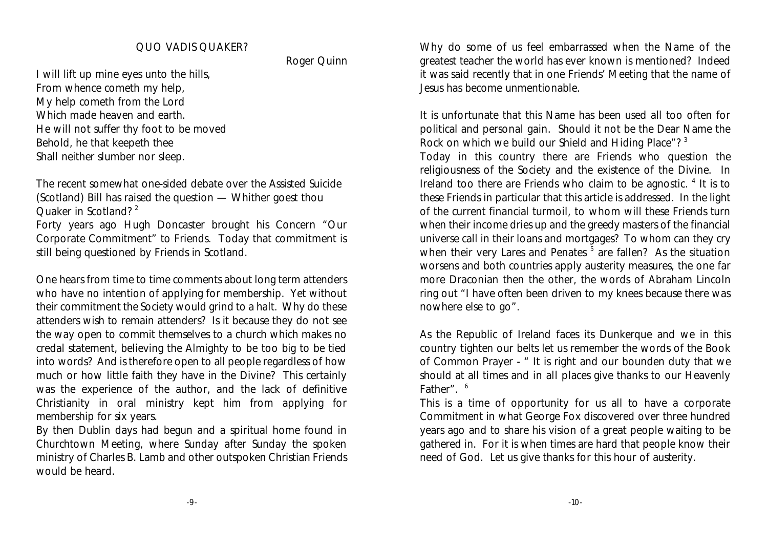## QUO VADIS QUAKER?

Roger Quinn

I will lift up mine eyes unto the hills,
From whence cometh my help,
My help cometh from the Lord
Which made heaven and earth.
He will not suffer thy foot to be moved
Behold, he that keepeth thee
Shall neither slumber nor sleep.

The recent somewhat one-sided debate over the Assisted Suicide (Scotland) Bill has raised the question — Whither goest thou Quaker in Scotland? [2]

Forty years ago Hugh Doncaster brought his Concern "Our Corporate Commitment" to Friends. Today that commitment is still being questioned by Friends in Scotland.

One hears from time to time comments about long term attenders who have no intention of applying for membership. Yet without their commitment the Society would grind to a halt. Why do these attenders wish to remain attenders? Is it because they do not see the way open to commit themselves to a church which makes no credal statement, believing the Almighty to be too big to be tied into words? And is therefore open to all people regardless of how much or how little faith they have in the Divine? This certainly was the experience of the author, and the lack of definitive Christianity in oral ministry kept him from applying for membership for six years.

By then Dublin days had begun and a spiritual home found in Churchtown Meeting, where Sunday after Sunday the spoken ministry of Charles B. Lamb and other outspoken Christian Friends would be heard.

Why do some of us feel embarrassed when the Name of the greatest teacher the world has ever known is mentioned? Indeed it was said recently that in one Friends' Meeting that the name of Jesus has become unmentionable.

It is unfortunate that this Name has been used all too often for political and personal gain. Should it not be the Dear Name the Rock on which we build our Shield and Hiding Place"? [3]

Today in this country there are Friends who question the religiousness of the Society and the existence of the Divine. In Ireland too there are Friends who claim to be agnostic. [4] It is to these Friends in particular that this article is addressed. In the light of the current financial turmoil, to whom will these Friends turn when their income dries up and the greedy masters of the financial universe call in their loans and mortgages? To whom can they cry when their very Lares and Penates [5] are fallen? As the situation worsens and both countries apply austerity measures, the one far more Draconian then the other, the words of Abraham Lincoln ring out "I have often been driven to my knees because there was nowhere else to go".

As the Republic of Ireland faces its Dunkerque and we in this country tighten our belts let us remember the words of the Book of Common Prayer - " It is right and our bounden duty that we should at all times and in all places give thanks to our Heavenly Father". [6]

This is a time of opportunity for us all to have a corporate Commitment in what George Fox discovered over three hundred years ago and to share his vision of a great people waiting to be gathered in. For it is when times are hard that people know their need of God. Let us give thanks for this hour of austerity.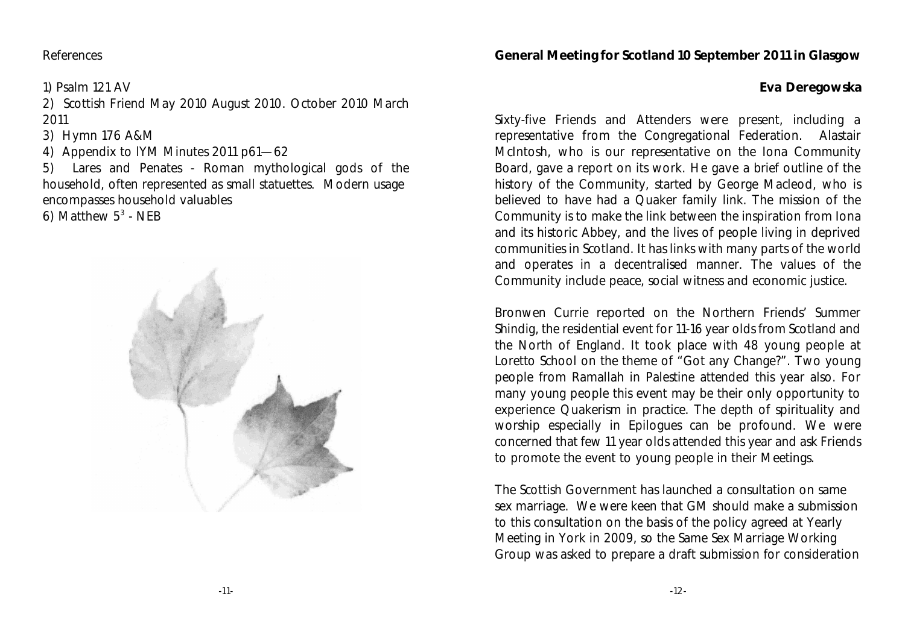References

1) Psalm 121 AV
2) Scottish Friend May 2010 August 2010. October 2010 March 2011
3) Hymn 176 A&M
4) Appendix to lYM Minutes 2011 p61—62
5) Lares and Penates - Roman mythological gods of the household, often represented as small statuettes. Modern usage encompasses household valuables
6) Matthew 5$^3$ - NEB

## General Meeting for Scotland 10 September 2011 in Glasgow

**Eva Deregowska**

Sixty-five Friends and Attenders were present, including a representative from the Congregational Federation. Alastair McIntosh, who is our representative on the Iona Community Board, gave a report on its work. He gave a brief outline of the history of the Community, started by George Macleod, who is believed to have had a Quaker family link. The mission of the Community is to make the link between the inspiration from Iona and its historic Abbey, and the lives of people living in deprived communities in Scotland. It has links with many parts of the world and operates in a decentralised manner. The values of the Community include peace, social witness and economic justice.

Bronwen Currie reported on the Northern Friends' Summer Shindig, the residential event for 11-16 year olds from Scotland and the North of England. It took place with 48 young people at Loretto School on the theme of "Got any Change?". Two young people from Ramallah in Palestine attended this year also. For many young people this event may be their only opportunity to experience Quakerism in practice. The depth of spirituality and worship especially in Epilogues can be profound. We were concerned that few 11 year olds attended this year and ask Friends to promote the event to young people in their Meetings.

The Scottish Government has launched a consultation on same sex marriage. We were keen that GM should make a submission to this consultation on the basis of the policy agreed at Yearly Meeting in York in 2009, so the Same Sex Marriage Working Group was asked to prepare a draft submission for consideration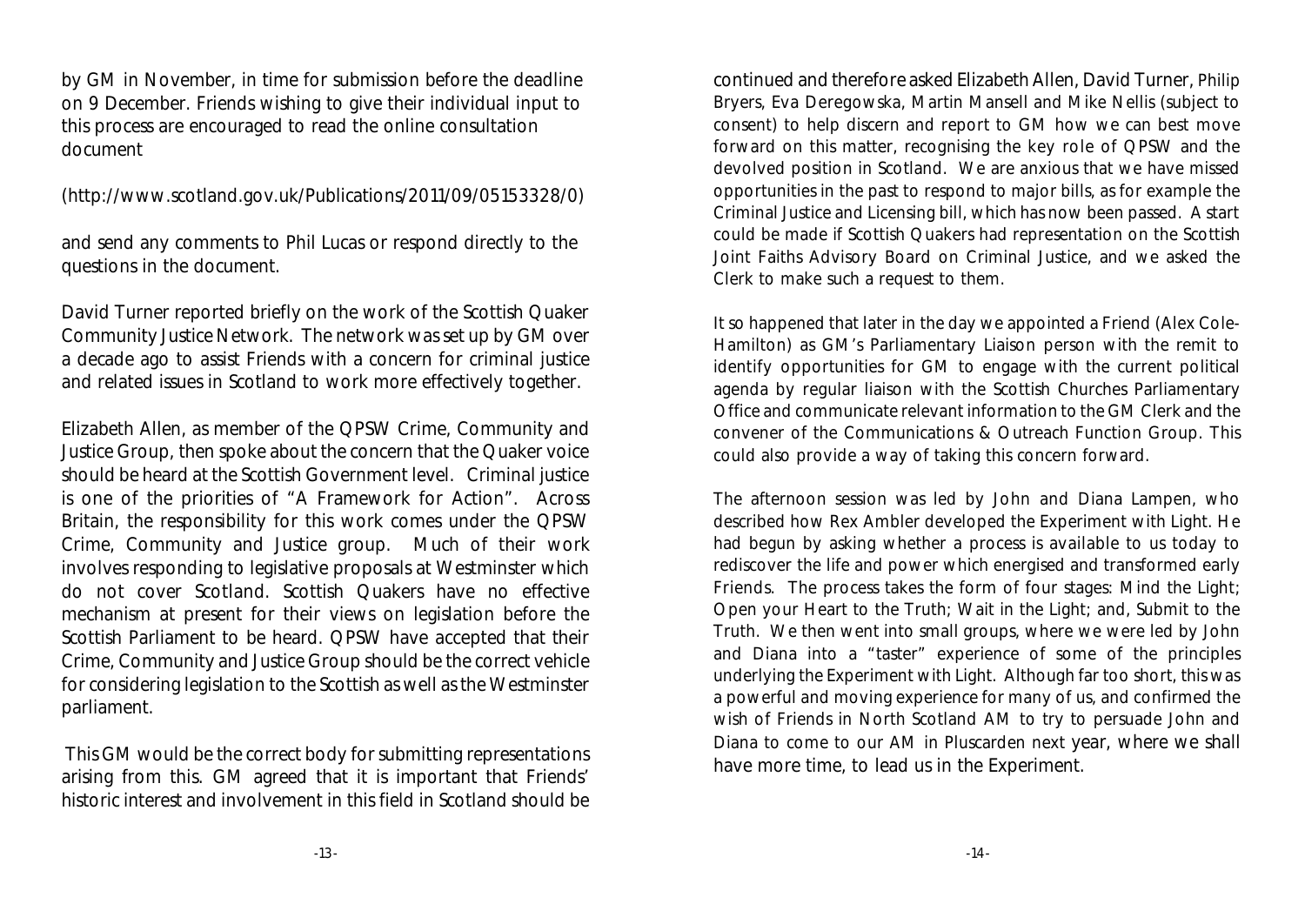by GM in November, in time for submission before the deadline on 9 December. Friends wishing to give their individual input to this process are encouraged to read the online consultation document

(http://www.scotland.gov.uk/Publications/2011/09/05153328/0)

and send any comments to Phil Lucas or respond directly to the questions in the document.

David Turner reported briefly on the work of the Scottish Quaker Community Justice Network. The network was set up by GM over a decade ago to assist Friends with a concern for criminal justice and related issues in Scotland to work more effectively together.

Elizabeth Allen, as member of the QPSW Crime, Community and Justice Group, then spoke about the concern that the Quaker voice should be heard at the Scottish Government level. Criminal justice is one of the priorities of "A Framework for Action". Across Britain, the responsibility for this work comes under the QPSW Crime, Community and Justice group. Much of their work involves responding to legislative proposals at Westminster which do not cover Scotland. Scottish Quakers have no effective mechanism at present for their views on legislation before the Scottish Parliament to be heard. QPSW have accepted that their Crime, Community and Justice Group should be the correct vehicle for considering legislation to the Scottish as well as the Westminster parliament.

This GM would be the correct body for submitting representations arising from this. GM agreed that it is important that Friends' historic interest and involvement in this field in Scotland should be continued and therefore asked Elizabeth Allen, David Turner, Philip Bryers, Eva Deregowska, Martin Mansell and Mike Nellis (subject to consent) to help discern and report to GM how we can best move forward on this matter, recognising the key role of QPSW and the devolved position in Scotland. We are anxious that we have missed opportunities in the past to respond to major bills, as for example the Criminal Justice and Licensing bill, which has now been passed. A start could be made if Scottish Quakers had representation on the Scottish Joint Faiths Advisory Board on Criminal Justice, and we asked the Clerk to make such a request to them.

It so happened that later in the day we appointed a Friend (Alex Cole-Hamilton) as GM's Parliamentary Liaison person with the remit to identify opportunities for GM to engage with the current political agenda by regular liaison with the Scottish Churches Parliamentary Office and communicate relevant information to the GM Clerk and the convener of the Communications & Outreach Function Group. This could also provide a way of taking this concern forward.

The afternoon session was led by John and Diana Lampen, who described how Rex Ambler developed the Experiment with Light. He had begun by asking whether a process is available to us today to rediscover the life and power which energised and transformed early Friends. The process takes the form of four stages: Mind the Light; Open your Heart to the Truth; Wait in the Light; and, Submit to the Truth. We then went into small groups, where we were led by John and Diana into a "taster" experience of some of the principles underlying the Experiment with Light. Although far too short, this was a powerful and moving experience for many of us, and confirmed the wish of Friends in North Scotland AM to try to persuade John and Diana to come to our AM in Pluscarden next year, where we shall have more time, to lead us in the Experiment.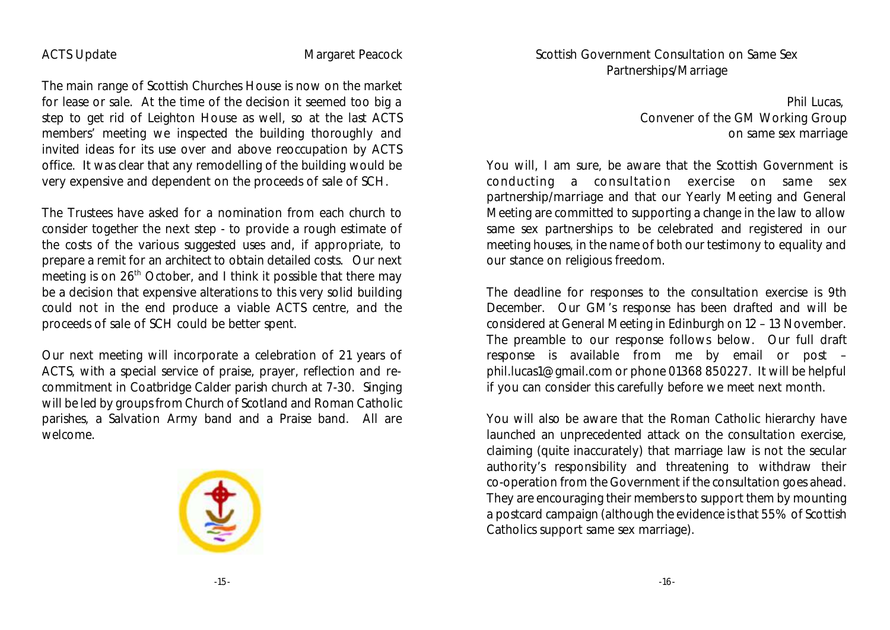## ACTS Update

Margaret Peacock

The main range of Scottish Churches House is now on the market for lease or sale. At the time of the decision it seemed too big a step to get rid of Leighton House as well, so at the last ACTS members' meeting we inspected the building thoroughly and invited ideas for its use over and above reoccupation by ACTS office. It was clear that any remodelling of the building would be very expensive and dependent on the proceeds of sale of SCH.

The Trustees have asked for a nomination from each church to consider together the next step - to provide a rough estimate of the costs of the various suggested uses and, if appropriate, to prepare a remit for an architect to obtain detailed costs. Our next meeting is on 26th October, and I think it possible that there may be a decision that expensive alterations to this very solid building could not in the end produce a viable ACTS centre, and the proceeds of sale of SCH could be better spent.

Our next meeting will incorporate a celebration of 21 years of ACTS, with a special service of praise, prayer, reflection and re-commitment in Coatbridge Calder parish church at 7-30. Singing will be led by groups from Church of Scotland and Roman Catholic parishes, a Salvation Army band and a Praise band. All are welcome.

## Scottish Government Consultation on Same Sex Partnerships/Marriage

Phil Lucas,
Convener of the GM Working Group on same sex marriage

You will, I am sure, be aware that the Scottish Government is conducting a consultation exercise on same sex partnership/marriage and that our Yearly Meeting and General Meeting are committed to supporting a change in the law to allow same sex partnerships to be celebrated and registered in our meeting houses, in the name of both our testimony to equality and our stance on religious freedom.

The deadline for responses to the consultation exercise is 9th December. Our GM's response has been drafted and will be considered at General Meeting in Edinburgh on 12 – 13 November. The preamble to our response follows below. Our full draft response is available from me by email or post – phil.lucas1@gmail.com or phone 01368 850227. It will be helpful if you can consider this carefully before we meet next month.

You will also be aware that the Roman Catholic hierarchy have launched an unprecedented attack on the consultation exercise, claiming (quite inaccurately) that marriage law is not the secular authority's responsibility and threatening to withdraw their co-operation from the Government if the consultation goes ahead. They are encouraging their members to support them by mounting a postcard campaign (although the evidence is that 55% of Scottish Catholics support same sex marriage).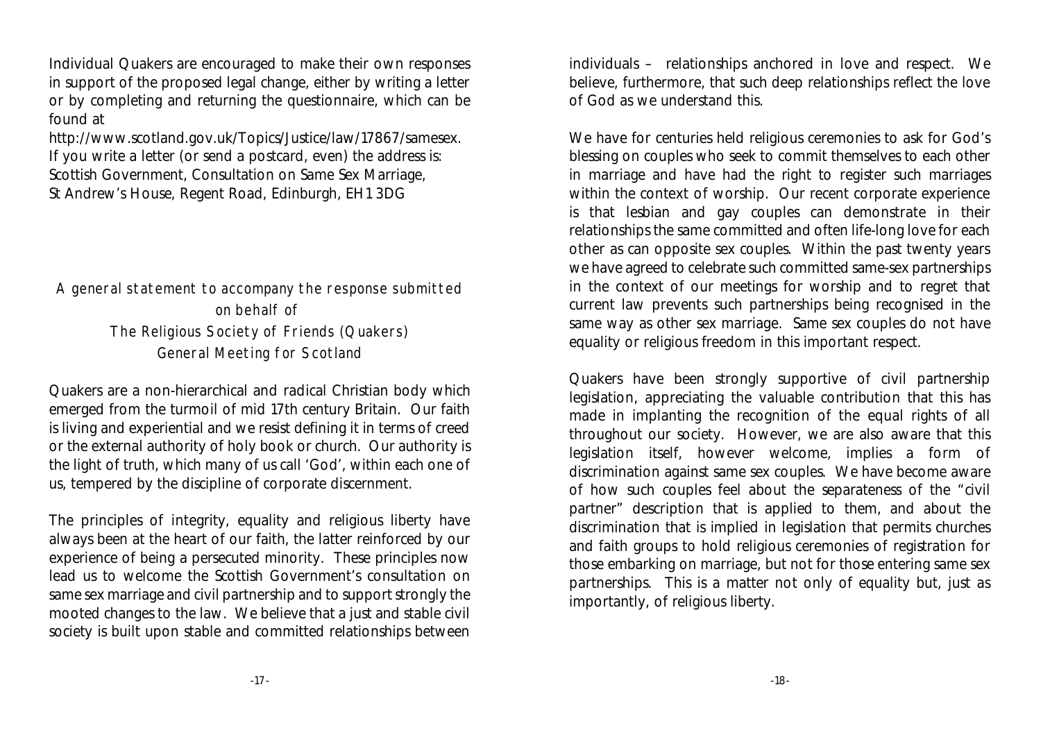Individual Quakers are encouraged to make their own responses in support of the proposed legal change, either by writing a letter or by completing and returning the questionnaire, which can be found at
http://www.scotland.gov.uk/Topics/Justice/law/17867/samesex.
If you write a letter (or send a postcard, even) the address is:
Scottish Government, Consultation on Same Sex Marriage,
St Andrew's House, Regent Road, Edinburgh, EH1 3DG

## A general statement to accompany the response submitted on behalf of The Religious Society of Friends (Quakers) General Meeting for Scotland

Quakers are a non-hierarchical and radical Christian body which emerged from the turmoil of mid 17th century Britain. Our faith is living and experiential and we resist defining it in terms of creed or the external authority of holy book or church. Our authority is the light of truth, which many of us call 'God', within each one of us, tempered by the discipline of corporate discernment.

The principles of integrity, equality and religious liberty have always been at the heart of our faith, the latter reinforced by our experience of being a persecuted minority. These principles now lead us to welcome the Scottish Government's consultation on same sex marriage and civil partnership and to support strongly the mooted changes to the law. We believe that a just and stable civil society is built upon stable and committed relationships between individuals – relationships anchored in love and respect. We believe, furthermore, that such deep relationships reflect the love of God as we understand this.

We have for centuries held religious ceremonies to ask for God's blessing on couples who seek to commit themselves to each other in marriage and have had the right to register such marriages within the context of worship. Our recent corporate experience is that lesbian and gay couples can demonstrate in their relationships the same committed and often life-long love for each other as can opposite sex couples. Within the past twenty years we have agreed to celebrate such committed same-sex partnerships in the context of our meetings for worship and to regret that current law prevents such partnerships being recognised in the same way as other sex marriage. Same sex couples do not have equality or religious freedom in this important respect.

Quakers have been strongly supportive of civil partnership legislation, appreciating the valuable contribution that this has made in implanting the recognition of the equal rights of all throughout our society. However, we are also aware that this legislation itself, however welcome, implies a form of discrimination against same sex couples. We have become aware of how such couples feel about the separateness of the "civil partner" description that is applied to them, and about the discrimination that is implied in legislation that permits churches and faith groups to hold religious ceremonies of registration for those embarking on marriage, but not for those entering same sex partnerships. This is a matter not only of equality but, just as importantly, of religious liberty.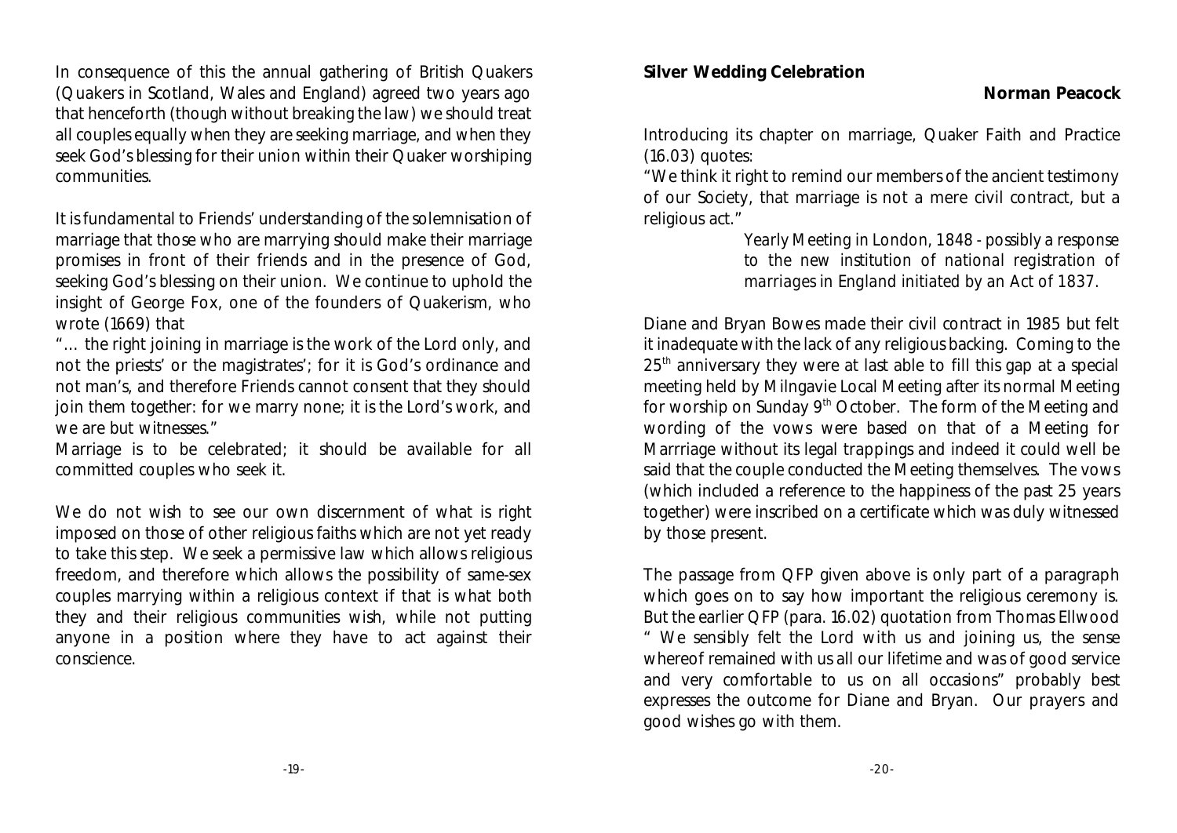In consequence of this the annual gathering of British Quakers (Quakers in Scotland, Wales and England) agreed two years ago that henceforth (though without breaking the law) we should treat all couples equally when they are seeking marriage, and when they seek God's blessing for their union within their Quaker worshiping communities.

It is fundamental to Friends' understanding of the solemnisation of marriage that those who are marrying should make their marriage promises in front of their friends and in the presence of God, seeking God's blessing on their union. We continue to uphold the insight of George Fox, one of the founders of Quakerism, who wrote (1669) that

"… the right joining in marriage is the work of the Lord only, and not the priests' or the magistrates'; for it is God's ordinance and not man's, and therefore Friends cannot consent that they should join them together: for we marry none; it is the Lord's work, and we are but witnesses."

Marriage is to be celebrated; it should be available for all committed couples who seek it.

We do not wish to see our own discernment of what is right imposed on those of other religious faiths which are not yet ready to take this step. We seek a permissive law which allows religious freedom, and therefore which allows the possibility of same-sex couples marrying within a religious context if that is what both they and their religious communities wish, while not putting anyone in a position where they have to act against their conscience.

**Silver Wedding Celebration**

**Norman Peacock**

Introducing its chapter on marriage, Quaker Faith and Practice (16.03) quotes:

"We think it right to remind our members of the ancient testimony of our Society, that marriage is not a mere civil contract, but a religious act."

> *Yearly Meeting in London, 1848 - possibly a response to the new institution of national registration of marriages in England initiated by an Act of 1837.*

Diane and Bryan Bowes made their civil contract in 1985 but felt it inadequate with the lack of any religious backing. Coming to the 25th anniversary they were at last able to fill this gap at a special meeting held by Milngavie Local Meeting after its normal Meeting for worship on Sunday 9th October. The form of the Meeting and wording of the vows were based on that of a Meeting for Marrriage without its legal trappings and indeed it could well be said that the couple conducted the Meeting themselves. The vows (which included a reference to the happiness of the past 25 years together) were inscribed on a certificate which was duly witnessed by those present.

The passage from QFP given above is only part of a paragraph which goes on to say how important the religious ceremony is. But the earlier QFP (para. 16.02) quotation from Thomas Ellwood " We sensibly felt the Lord with us and joining us, the sense whereof remained with us all our lifetime and was of good service and very comfortable to us on all occasions" probably best expresses the outcome for Diane and Bryan. Our prayers and good wishes go with them.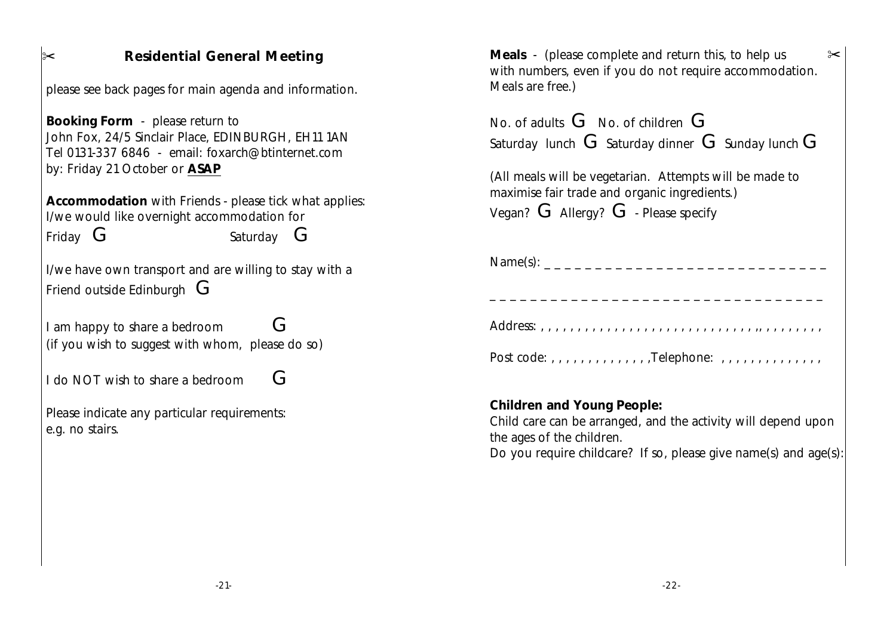## ✂ Residential General Meeting

please see back pages for main agenda and information.

**Booking Form** - please return to
John Fox, 24/5 Sinclair Place, EDINBURGH, EH11 1AN
Tel 0131-337 6846 - email: foxarch@btinternet.com
by: Friday 21 October or **ASAP**

**Accommodation** with Friends - please tick what applies:
I/we would like overnight accommodation for
Friday G Saturday G

I/we have own transport and are willing to stay with a Friend outside Edinburgh G

I am happy to share a bedroom G
(if you wish to suggest with whom, please do so)

I do NOT wish to share a bedroom G

Please indicate any particular requirements:
e.g. no stairs.

**Meals** - (please complete and return this, to help us with numbers, even if you do not require accommodation. Meals are free.) ✂

No. of adults G No. of children G
Saturday lunch G Saturday dinner G Sunday lunch G

(All meals will be vegetarian. Attempts will be made to maximise fair trade and organic ingredients.)
Vegan? G Allergy? G - Please specify

Name(s): _ _ _ _ _ _ _ _ _ _ _ _ _ _ _ _ _ _ _ _ _ _ _ _ _ _ _ _ _

_ _ _ _ _ _ _ _ _ _ _ _ _ _ _ _ _ _ _ _ _ _ _ _ _ _ _ _ _ _ _ _ _ _

Address: , , , , , , , , , , , , , , , , , , , , , , , , , , , , ,, , , , , , , , ,

Post code: , , , , , , , , , , , , , ,Telephone: , , , , , , , , , , , , , ,

**Children and Young People:**
Child care can be arranged, and the activity will depend upon the ages of the children.
Do you require childcare? If so, please give name(s) and age(s):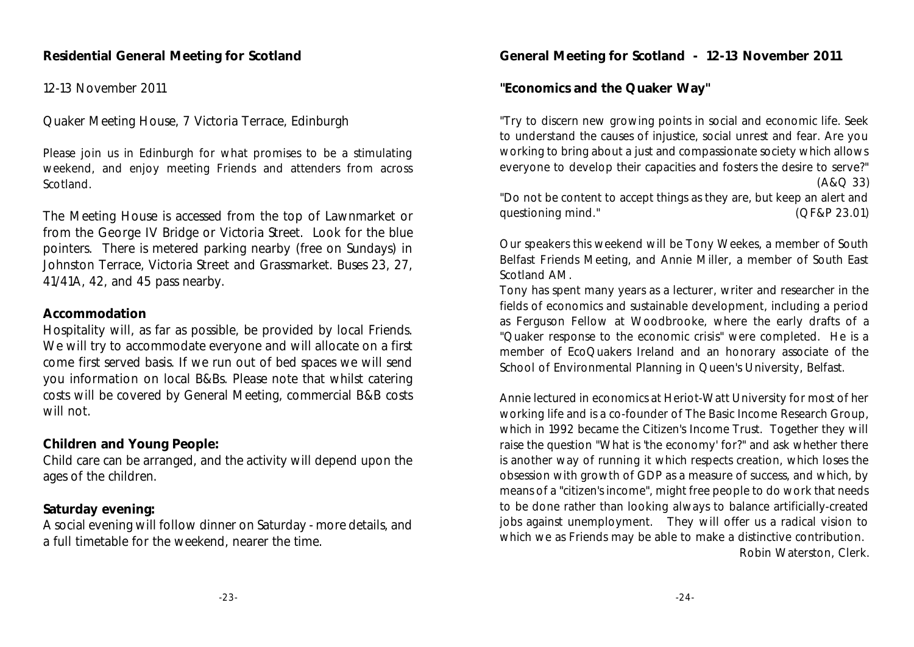## Residential General Meeting for Scotland

12-13 November 2011

Quaker Meeting House, 7 Victoria Terrace, Edinburgh

Please join us in Edinburgh for what promises to be a stimulating weekend, and enjoy meeting Friends and attenders from across Scotland.

The Meeting House is accessed from the top of Lawnmarket or from the George IV Bridge or Victoria Street. Look for the blue pointers. There is metered parking nearby (free on Sundays) in Johnston Terrace, Victoria Street and Grassmarket. Buses 23, 27, 41/41A, 42, and 45 pass nearby.

**Accommodation**

Hospitality will, as far as possible, be provided by local Friends. We will try to accommodate everyone and will allocate on a first come first served basis. If we run out of bed spaces we will send you information on local B&Bs. Please note that whilst catering costs will be covered by General Meeting, commercial B&B costs will not.

**Children and Young People:**

Child care can be arranged, and the activity will depend upon the ages of the children.

**Saturday evening:**

A social evening will follow dinner on Saturday - more details, and a full timetable for the weekend, nearer the time.

## General Meeting for Scotland - 12-13 November 2011

**"Economics and the Quaker Way"**

"Try to discern new growing points in social and economic life. Seek to understand the causes of injustice, social unrest and fear. Are you working to bring about a just and compassionate society which allows everyone to develop their capacities and fosters the desire to serve?" (A&Q 33)

"Do not be content to accept things as they are, but keep an alert and questioning mind." (QF&P 23.01)

Our speakers this weekend will be Tony Weekes, a member of South Belfast Friends Meeting, and Annie Miller, a member of South East Scotland AM.

Tony has spent many years as a lecturer, writer and researcher in the fields of economics and sustainable development, including a period as Ferguson Fellow at Woodbrooke, where the early drafts of a "Quaker response to the economic crisis" were completed. He is a member of EcoQuakers Ireland and an honorary associate of the School of Environmental Planning in Queen's University, Belfast.

Annie lectured in economics at Heriot-Watt University for most of her working life and is a co-founder of The Basic Income Research Group, which in 1992 became the Citizen's Income Trust. Together they will raise the question "What is 'the economy' for?" and ask whether there is another way of running it which respects creation, which loses the obsession with growth of GDP as a measure of success, and which, by means of a "citizen's income", might free people to do work that needs to be done rather than looking always to balance artificially-created jobs against unemployment. They will offer us a radical vision to which we as Friends may be able to make a distinctive contribution.

Robin Waterston, Clerk.